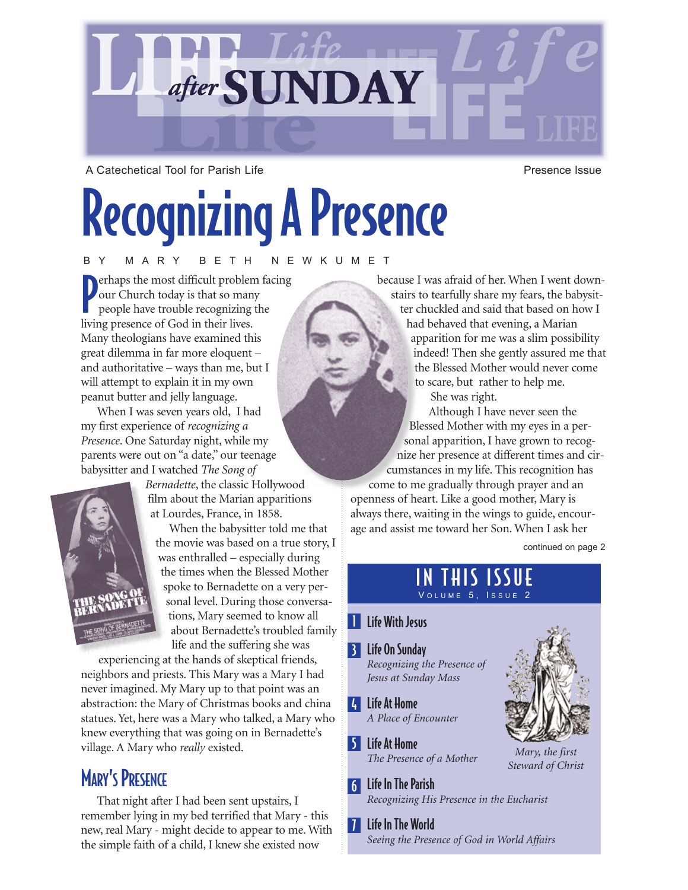# LIFE *after* SUNDAY

A Catechetical Tool for Parish Life

Presence Issue

# Recognizing A Presence

BY MARY BETH NEWKUMET

Perhaps the most difficult problem facing our Church today is that so many people have trouble recognizing the living presence of God in their lives. Many theologians have examined this great dilemma in far more eloquent – and authoritative – ways than me, but I will attempt to explain it in my own peanut butter and jelly language.

When I was seven years old, I had my first experience of *recognizing a Presence*. One Saturday night, while my parents were out on "a date," our teenage babysitter and I watched *The Song of Bernadette*, the classic Hollywood film about the Marian apparitions at Lourdes, France, in 1858.

When the babysitter told me that the movie was based on a true story, I was enthralled – especially during the times when the Blessed Mother spoke to Bernadette on a very personal level. During those conversations, Mary seemed to know all about Bernadette's troubled family life and the suffering she was experiencing at the hands of skeptical friends, neighbors and priests. This Mary was a Mary I had never imagined. My Mary up to that point was an abstraction: the Mary of Christmas books and china statues. Yet, here was a Mary who talked, a Mary who knew everything that was going on in Bernadette's village. A Mary who *really* existed.

## Mary's Presence

That night after I had been sent upstairs, I remember lying in my bed terrified that Mary - this new, real Mary - might decide to appear to me. With the simple faith of a child, I knew she existed now because I was afraid of her. When I went downstairs to tearfully share my fears, the babysitter chuckled and said that based on how I had behaved that evening, a Marian apparition for me was a slim possibility indeed! Then she gently assured me that the Blessed Mother would never come to scare, but rather to help me.

She was right.

Although I have never seen the Blessed Mother with my eyes in a personal apparition, I have grown to recognize her presence at different times and circumstances in my life. This recognition has come to me gradually through prayer and an openness of heart. Like a good mother, Mary is always there, waiting in the wings to guide, encourage and assist me toward her Son. When I ask her

continued on page 2

## IN THIS ISSUE

VOLUME 5, ISSUE 2

**1 Life With Jesus**

**3 Life On Sunday**
*Recognizing the Presence of Jesus at Sunday Mass*

**4 Life At Home**
*A Place of Encounter*

**5 Life At Home**
*The Presence of a Mother*

**6 Life In The Parish**
*Recognizing His Presence in the Eucharist*

**7 Life In The World**
*Seeing the Presence of God in World Affairs*

*Mary, the first Steward of Christ*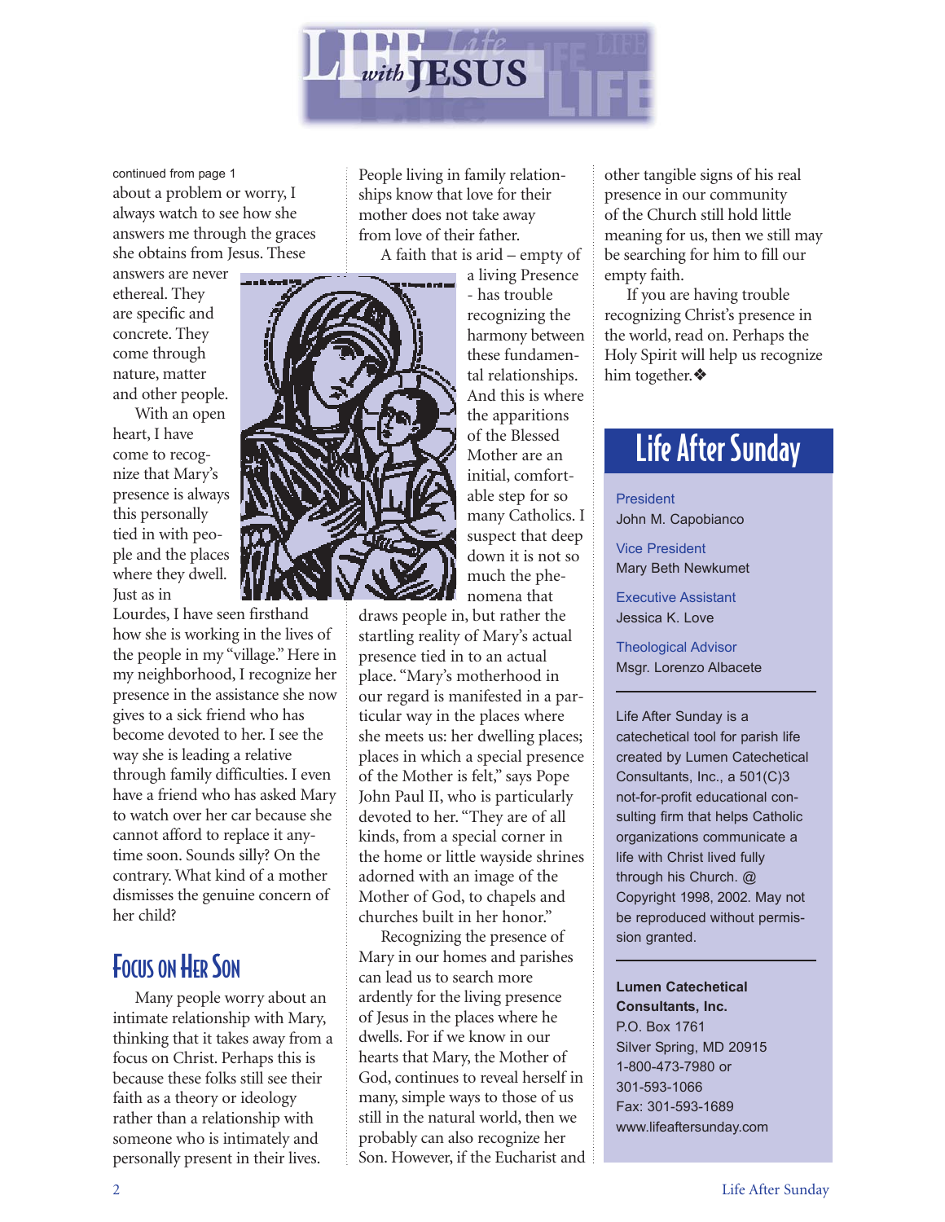continued from page 1

about a problem or worry, I always watch to see how she answers me through the graces she obtains from Jesus. These answers are never ethereal. They are specific and concrete. They come through nature, matter and other people.

With an open heart, I have come to recognize that Mary's presence is always this personally tied in with people and the places where they dwell. Just as in Lourdes, I have seen firsthand how she is working in the lives of the people in my "village." Here in my neighborhood, I recognize her presence in the assistance she now gives to a sick friend who has become devoted to her. I see the way she is leading a relative through family difficulties. I even have a friend who has asked Mary to watch over her car because she cannot afford to replace it anytime soon. Sounds silly? On the contrary. What kind of a mother dismisses the genuine concern of her child?

## Focus on Her Son

Many people worry about an intimate relationship with Mary, thinking that it takes away from a focus on Christ. Perhaps this is because these folks still see their faith as a theory or ideology rather than a relationship with someone who is intimately and personally present in their lives. People living in family relationships know that love for their mother does not take away from love of their father.

A faith that is arid – empty of a living Presence - has trouble recognizing the harmony between these fundamental relationships. And this is where the apparitions of the Blessed Mother are an initial, comfortable step for so many Catholics. I suspect that deep down it is not so much the phenomena that draws people in, but rather the startling reality of Mary's actual presence tied in to an actual place. "Mary's motherhood in our regard is manifested in a particular way in the places where she meets us: her dwelling places; places in which a special presence of the Mother is felt," says Pope John Paul II, who is particularly devoted to her. "They are of all kinds, from a special corner in the home or little wayside shrines adorned with an image of the Mother of God, to chapels and churches built in her honor."

Recognizing the presence of Mary in our homes and parishes can lead us to search more ardently for the living presence of Jesus in the places where he dwells. For if we know in our hearts that Mary, the Mother of God, continues to reveal herself in many, simple ways to those of us still in the natural world, then we probably can also recognize her Son. However, if the Eucharist and other tangible signs of his real presence in our community of the Church still hold little meaning for us, then we still may be searching for him to fill our empty faith.

If you are having trouble recognizing Christ's presence in the world, read on. Perhaps the Holy Spirit will help us recognize him together.❖

## Life After Sunday

President
John M. Capobianco

Vice President
Mary Beth Newkumet

Executive Assistant
Jessica K. Love

Theological Advisor
Msgr. Lorenzo Albacete

---

Life After Sunday is a catechetical tool for parish life created by Lumen Catechetical Consultants, Inc., a 501(C)3 not-for-profit educational consulting firm that helps Catholic organizations communicate a life with Christ lived fully through his Church. @ Copyright 1998, 2002. May not be reproduced without permission granted.

---

**Lumen Catechetical Consultants, Inc.**
P.O. Box 1761
Silver Spring, MD 20915
1-800-473-7980 or
301-593-1066
Fax: 301-593-1689
www.lifeaftersunday.com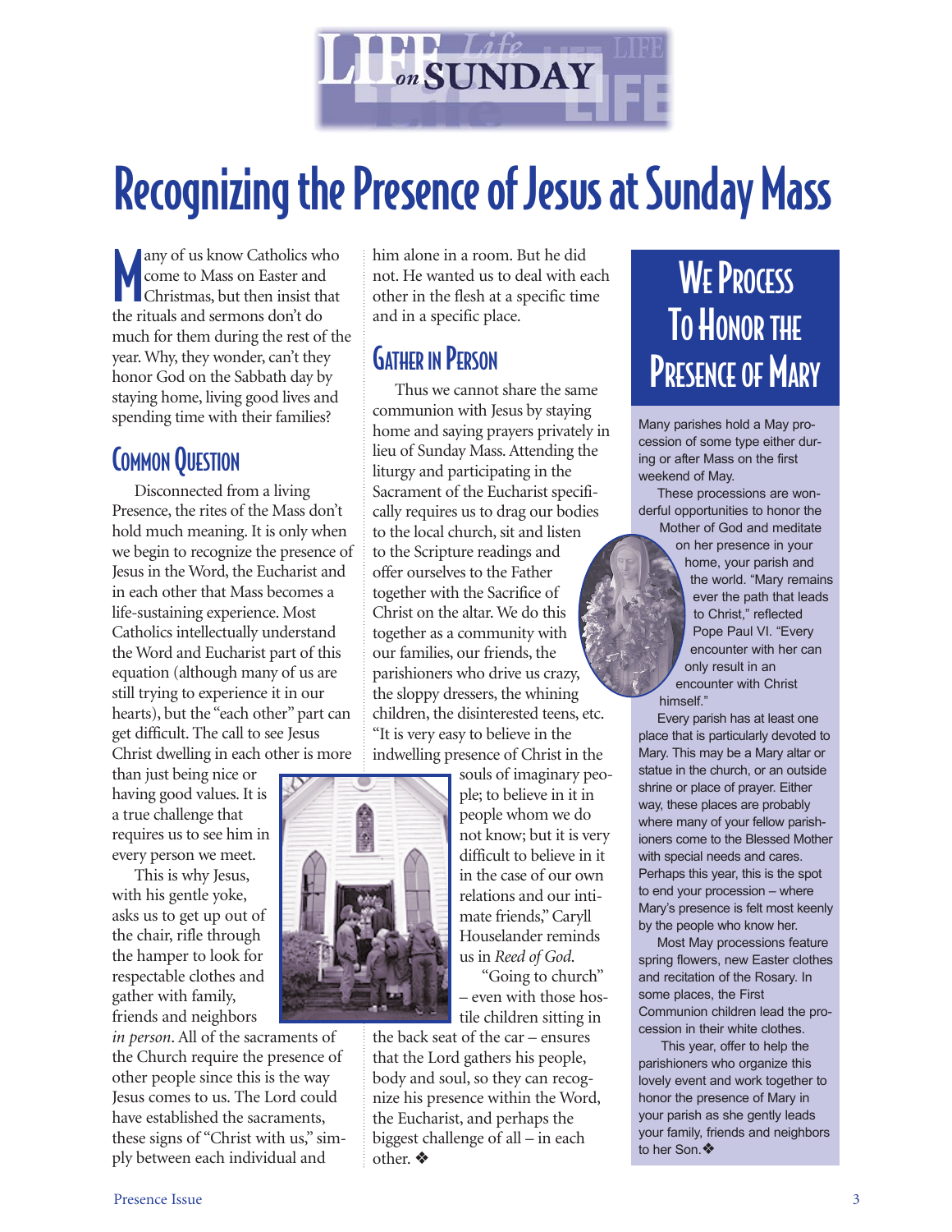# Recognizing the Presence of Jesus at Sunday Mass

Many of us know Catholics who come to Mass on Easter and Christmas, but then insist that the rituals and sermons don't do much for them during the rest of the year. Why, they wonder, can't they honor God on the Sabbath day by staying home, living good lives and spending time with their families?

## Common Question

Disconnected from a living Presence, the rites of the Mass don't hold much meaning. It is only when we begin to recognize the presence of Jesus in the Word, the Eucharist and in each other that Mass becomes a life-sustaining experience. Most Catholics intellectually understand the Word and Eucharist part of this equation (although many of us are still trying to experience it in our hearts), but the "each other" part can get difficult. The call to see Jesus Christ dwelling in each other is more than just being nice or having good values. It is a true challenge that requires us to see him in every person we meet.

This is why Jesus, with his gentle yoke, asks us to get up out of the chair, rifle through the hamper to look for respectable clothes and gather with family, friends and neighbors *in person*. All of the sacraments of the Church require the presence of other people since this is the way Jesus comes to us. The Lord could have established the sacraments, these signs of "Christ with us," simply between each individual and him alone in a room. But he did not. He wanted us to deal with each other in the flesh at a specific time and in a specific place.

## Gather in Person

Thus we cannot share the same communion with Jesus by staying home and saying prayers privately in lieu of Sunday Mass. Attending the liturgy and participating in the Sacrament of the Eucharist specifically requires us to drag our bodies to the local church, sit and listen to the Scripture readings and offer ourselves to the Father together with the Sacrifice of Christ on the altar. We do this together as a community with our families, our friends, the parishioners who drive us crazy, the sloppy dressers, the whining children, the disinterested teens, etc. "It is very easy to believe in the indwelling presence of Christ in the souls of imaginary people; to believe in it in people whom we do not know; but it is very difficult to believe in it in the case of our own relations and our intimate friends," Caryll Houselander reminds us in *Reed of God*.

"Going to church" – even with those hostile children sitting in the back seat of the car – ensures that the Lord gathers his people, body and soul, so they can recognize his presence within the Word, the Eucharist, and perhaps the biggest challenge of all – in each other. ❖

## We Process To Honor the Presence of Mary

Many parishes hold a May procession of some type either during or after Mass on the first weekend of May.

These processions are wonderful opportunities to honor the Mother of God and meditate on her presence in your home, your parish and the world. "Mary remains ever the path that leads to Christ," reflected Pope Paul VI. "Every encounter with her can only result in an encounter with Christ himself."

Every parish has at least one place that is particularly devoted to Mary. This may be a Mary altar or statue in the church, or an outside shrine or place of prayer. Either way, these places are probably where many of your fellow parishioners come to the Blessed Mother with special needs and cares. Perhaps this year, this is the spot to end your procession – where Mary's presence is felt most keenly by the people who know her.

Most May processions feature spring flowers, new Easter clothes and recitation of the Rosary. In some places, the First Communion children lead the procession in their white clothes.

This year, offer to help the parishioners who organize this lovely event and work together to honor the presence of Mary in your parish as she gently leads your family, friends and neighbors to her Son. ❖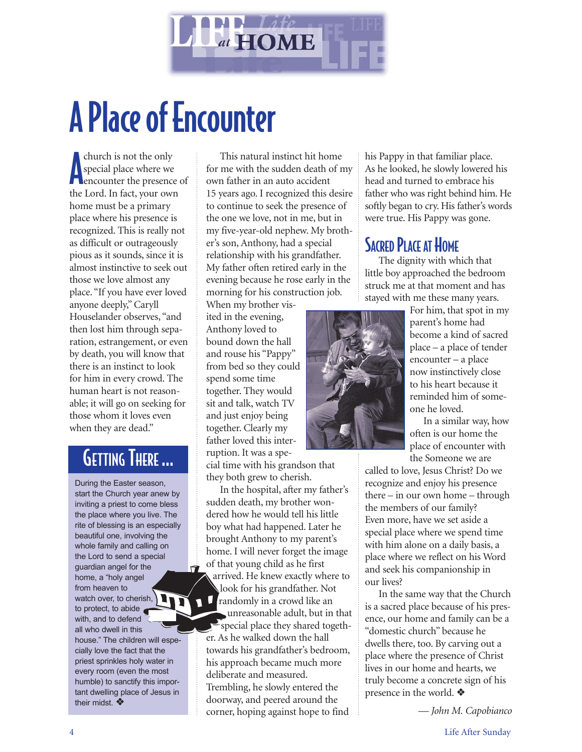# A Place of Encounter

A church is not the only special place where we encounter the presence of the Lord. In fact, your own home must be a primary place where his presence is recognized. This is really not as difficult or outrageously pious as it sounds, since it is almost instinctive to seek out those we love almost any place. "If you have ever loved anyone deeply," Caryll Houselander observes, "and then lost him through separation, estrangement, or even by death, you will know that there is an instinct to look for him in every crowd. The human heart is not reasonable; it will go on seeking for those whom it loves even when they are dead."

## Getting There ...

During the Easter season, start the Church year anew by inviting a priest to come bless the place where you live. The rite of blessing is an especially beautiful one, involving the whole family and calling on the Lord to send a special guardian angel for the home, a "holy angel from heaven to watch over, to cherish, to protect, to abide with, and to defend all who dwell in this house." The children will especially love the fact that the priest sprinkles holy water in every room (even the most humble) to sanctify this important dwelling place of Jesus in their midst. ❖

This natural instinct hit home for me with the sudden death of my own father in an auto accident 15 years ago. I recognized this desire to continue to seek the presence of the one we love, not in me, but in my five-year-old nephew. My brother's son, Anthony, had a special relationship with his grandfather. My father often retired early in the evening because he rose early in the morning for his construction job. When my brother visited in the evening, Anthony loved to bound down the hall and rouse his "Pappy" from bed so they could spend some time together. They would sit and talk, watch TV and just enjoy being together. Clearly my father loved this interruption. It was a special time with his grandson that they both grew to cherish.

In the hospital, after my father's sudden death, my brother wondered how he would tell his little boy what had happened. Later he brought Anthony to my parent's home. I will never forget the image of that young child as he first arrived. He knew exactly where to look for his grandfather. Not randomly in a crowd like an unreasonable adult, but in that special place they shared together. As he walked down the hall towards his grandfather's bedroom, his approach became much more deliberate and measured. Trembling, he slowly entered the doorway, and peered around the corner, hoping against hope to find his Pappy in that familiar place. As he looked, he slowly lowered his head and turned to embrace his father who was right behind him. He softly began to cry. His father's words were true. His Pappy was gone.

## Sacred Place at Home

The dignity with which that little boy approached the bedroom struck me at that moment and has stayed with me these many years. For him, that spot in my parent's home had become a kind of sacred place – a place of tender encounter – a place now instinctively close to his heart because it reminded him of someone he loved.

In a similar way, how often is our home the place of encounter with the Someone we are called to love, Jesus Christ? Do we recognize and enjoy his presence there – in our own home – through the members of our family? Even more, have we set aside a special place where we spend time with him alone on a daily basis, a place where we reflect on his Word and seek his companionship in our lives?

In the same way that the Church is a sacred place because of his presence, our home and family can be a "domestic church" because he dwells there, too. By carving out a place where the presence of Christ lives in our home and hearts, we truly become a concrete sign of his presence in the world. ❖

*— John M. Capobianco*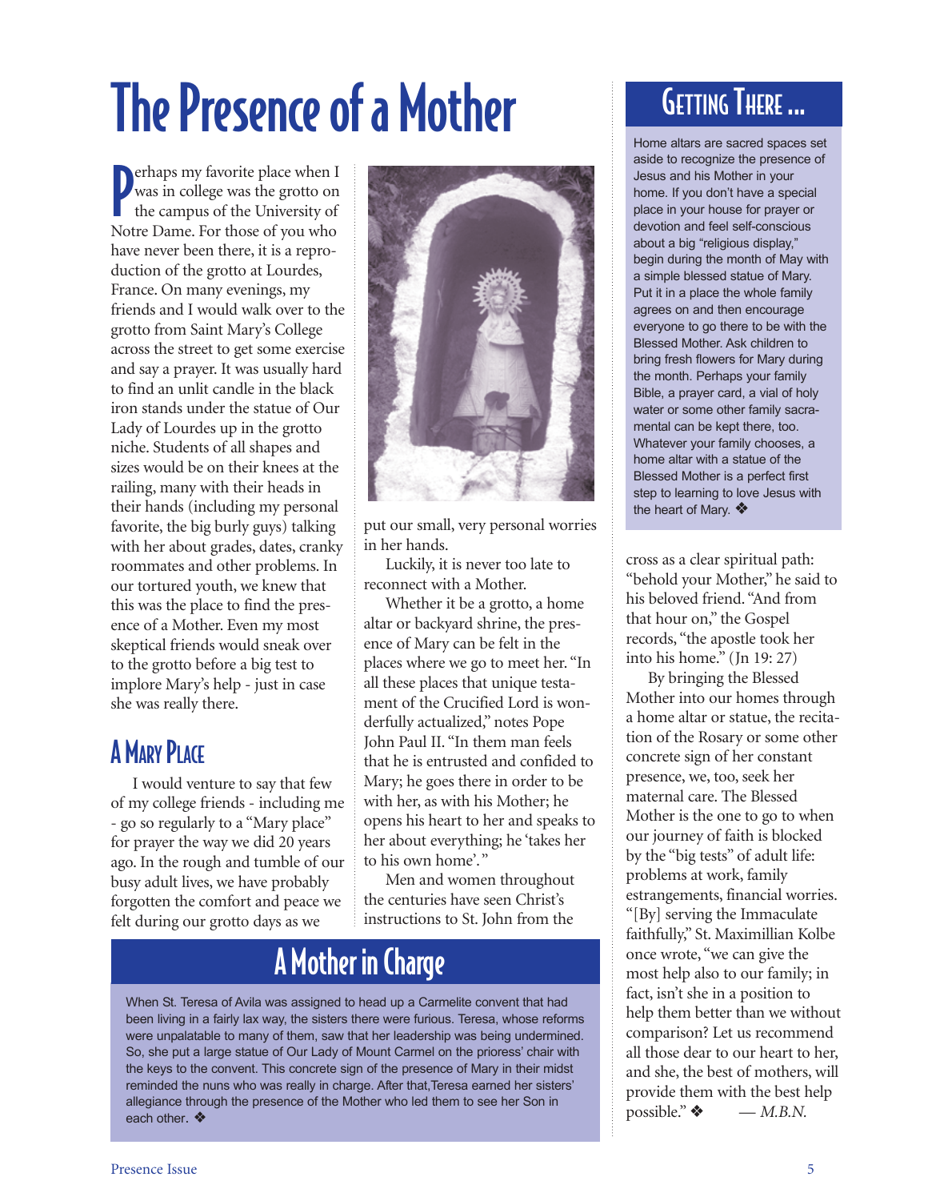# The Presence of a Mother

Perhaps my favorite place when I was in college was the grotto on the campus of the University of Notre Dame. For those of you who have never been there, it is a reproduction of the grotto at Lourdes, France. On many evenings, my friends and I would walk over to the grotto from Saint Mary's College across the street to get some exercise and say a prayer. It was usually hard to find an unlit candle in the black iron stands under the statue of Our Lady of Lourdes up in the grotto niche. Students of all shapes and sizes would be on their knees at the railing, many with their heads in their hands (including my personal favorite, the big burly guys) talking with her about grades, dates, cranky roommates and other problems. In our tortured youth, we knew that this was the place to find the presence of a Mother. Even my most skeptical friends would sneak over to the grotto before a big test to implore Mary's help - just in case she was really there.

## A Mary Place

I would venture to say that few of my college friends - including me - go so regularly to a "Mary place" for prayer the way we did 20 years ago. In the rough and tumble of our busy adult lives, we have probably forgotten the comfort and peace we felt during our grotto days as we put our small, very personal worries in her hands.

Luckily, it is never too late to reconnect with a Mother.

Whether it be a grotto, a home altar or backyard shrine, the presence of Mary can be felt in the places where we go to meet her. "In all these places that unique testament of the Crucified Lord is wonderfully actualized," notes Pope John Paul II. "In them man feels that he is entrusted and confided to Mary; he goes there in order to be with her, as with his Mother; he opens his heart to her and speaks to her about everything; he 'takes her to his own home'."

Men and women throughout the centuries have seen Christ's instructions to St. John from the cross as a clear spiritual path: "behold your Mother," he said to his beloved friend. "And from that hour on," the Gospel records, "the apostle took her into his home." (Jn 19: 27)

By bringing the Blessed Mother into our homes through a home altar or statue, the recitation of the Rosary or some other concrete sign of her constant presence, we, too, seek her maternal care. The Blessed Mother is the one to go to when our journey of faith is blocked by the "big tests" of adult life: problems at work, family estrangements, financial worries. "[By] serving the Immaculate faithfully," St. Maximillian Kolbe once wrote, "we can give the most help also to our family; in fact, isn't she in a position to help them better than we without comparison? Let us recommend all those dear to our heart to her, and she, the best of mothers, will provide them with the best help possible." ❖ — *M.B.N.*

## A Mother in Charge

When St. Teresa of Avila was assigned to head up a Carmelite convent that had been living in a fairly lax way, the sisters there were furious. Teresa, whose reforms were unpalatable to many of them, saw that her leadership was being undermined. So, she put a large statue of Our Lady of Mount Carmel on the prioress' chair with the keys to the convent. This concrete sign of the presence of Mary in their midst reminded the nuns who was really in charge. After that,Teresa earned her sisters' allegiance through the presence of the Mother who led them to see her Son in each other. ❖

## Getting There ...

Home altars are sacred spaces set aside to recognize the presence of Jesus and his Mother in your home. If you don't have a special place in your house for prayer or devotion and feel self-conscious about a big "religious display," begin during the month of May with a simple blessed statue of Mary. Put it in a place the whole family agrees on and then encourage everyone to go there to be with the Blessed Mother. Ask children to bring fresh flowers for Mary during the month. Perhaps your family Bible, a prayer card, a vial of holy water or some other family sacramental can be kept there, too. Whatever your family chooses, a home altar with a statue of the Blessed Mother is a perfect first step to learning to love Jesus with the heart of Mary. ❖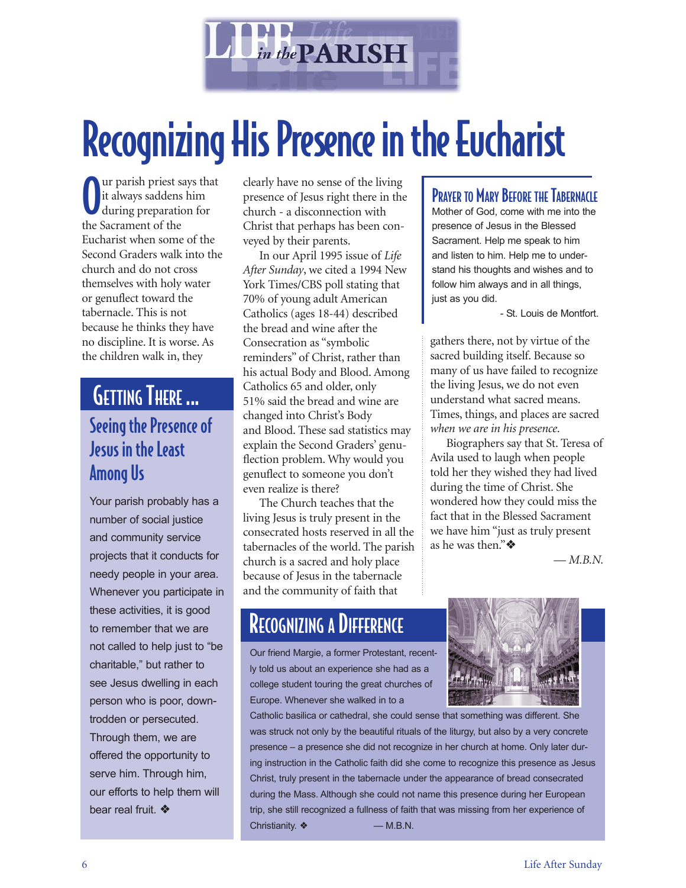# Recognizing His Presence in the Eucharist

Our parish priest says that it always saddens him during preparation for the Sacrament of the Eucharist when some of the Second Graders walk into the church and do not cross themselves with holy water or genuflect toward the tabernacle. This is not because he thinks they have no discipline. It is worse. As the children walk in, they clearly have no sense of the living presence of Jesus right there in the church - a disconnection with Christ that perhaps has been conveyed by their parents.

In our April 1995 issue of *Life After Sunday*, we cited a 1994 New York Times/CBS poll stating that 70% of young adult American Catholics (ages 18-44) described the bread and wine after the Consecration as "symbolic reminders" of Christ, rather than his actual Body and Blood. Among Catholics 65 and older, only 51% said the bread and wine are changed into Christ's Body and Blood. These sad statistics may explain the Second Graders' genuflection problem. Why would you genuflect to someone you don't even realize is there?

The Church teaches that the living Jesus is truly present in the consecrated hosts reserved in all the tabernacles of the world. The parish church is a sacred and holy place because of Jesus in the tabernacle and the community of faith that gathers there, not by virtue of the sacred building itself. Because so many of us have failed to recognize the living Jesus, we do not even understand what sacred means. Times, things, and places are sacred *when we are in his presence*.

Biographers say that St. Teresa of Avila used to laugh when people told her they wished they had lived during the time of Christ. She wondered how they could miss the fact that in the Blessed Sacrament we have him "just as truly present as he was then." ❖

— *M.B.N.*

## Prayer to Mary Before the Tabernacle

Mother of God, come with me into the presence of Jesus in the Blessed Sacrament. Help me speak to him and listen to him. Help me to understand his thoughts and wishes and to follow him always and in all things, just as you did.

- St. Louis de Montfort.

## Getting There ...

### Seeing the Presence of Jesus in the Least Among Us

Your parish probably has a number of social justice and community service projects that it conducts for needy people in your area. Whenever you participate in these activities, it is good to remember that we are not called to help just to "be charitable," but rather to see Jesus dwelling in each person who is poor, downtrodden or persecuted. Through them, we are offered the opportunity to serve him. Through him, our efforts to help them will bear real fruit. ❖

## Recognizing a Difference

Our friend Margie, a former Protestant, recently told us about an experience she had as a college student touring the great churches of Europe. Whenever she walked in to a Catholic basilica or cathedral, she could sense that something was different. She was struck not only by the beautiful rituals of the liturgy, but also by a very concrete presence – a presence she did not recognize in her church at home. Only later during instruction in the Catholic faith did she come to recognize this presence as Jesus Christ, truly present in the tabernacle under the appearance of bread consecrated during the Mass. Although she could not name this presence during her European trip, she still recognized a fullness of faith that was missing from her experience of Christianity. ❖ — M.B.N.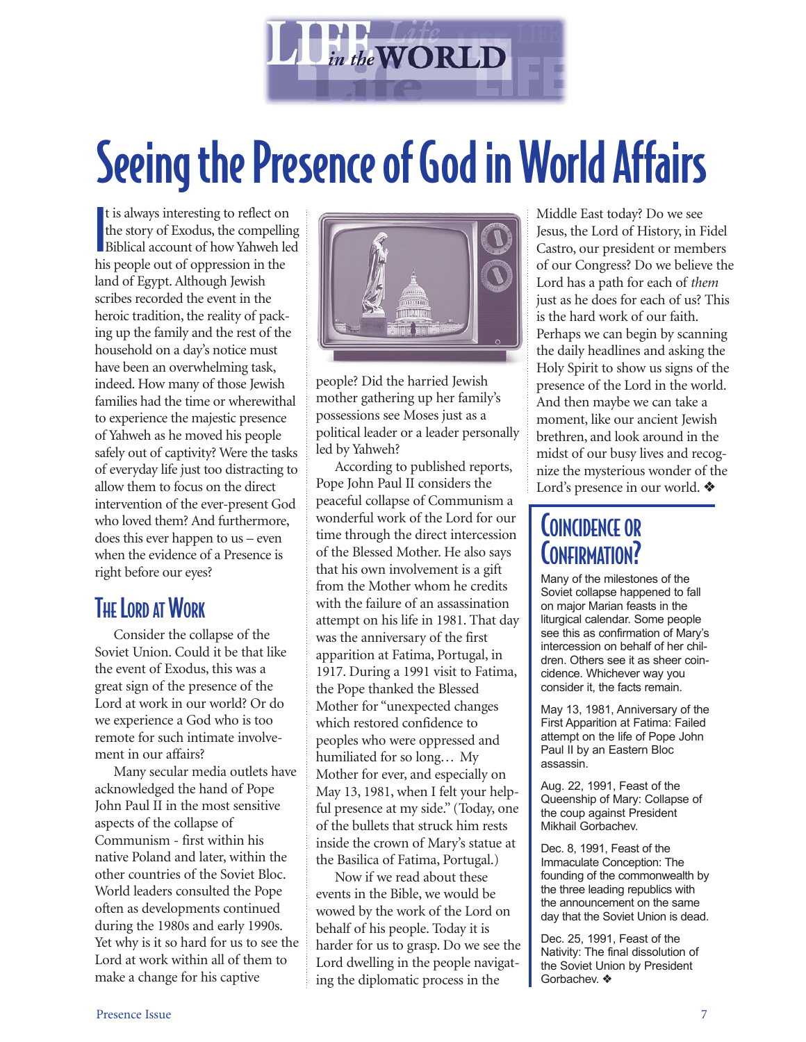LIFE *in the* WORLD

# Seeing the Presence of God in World Affairs

It is always interesting to reflect on the story of Exodus, the compelling Biblical account of how Yahweh led his people out of oppression in the land of Egypt. Although Jewish scribes recorded the event in the heroic tradition, the reality of packing up the family and the rest of the household on a day's notice must have been an overwhelming task, indeed. How many of those Jewish families had the time or wherewithal to experience the majestic presence of Yahweh as he moved his people safely out of captivity? Were the tasks of everyday life just too distracting to allow them to focus on the direct intervention of the ever-present God who loved them? And furthermore, does this ever happen to us – even when the evidence of a Presence is right before our eyes?

## The Lord at Work

Consider the collapse of the Soviet Union. Could it be that like the event of Exodus, this was a great sign of the presence of the Lord at work in our world? Or do we experience a God who is too remote for such intimate involvement in our affairs?

Many secular media outlets have acknowledged the hand of Pope John Paul II in the most sensitive aspects of the collapse of Communism - first within his native Poland and later, within the other countries of the Soviet Bloc. World leaders consulted the Pope often as developments continued during the 1980s and early 1990s. Yet why is it so hard for us to see the Lord at work within all of them to make a change for his captive people? Did the harried Jewish mother gathering up her family's possessions see Moses just as a political leader or a leader personally led by Yahweh?

According to published reports, Pope John Paul II considers the peaceful collapse of Communism a wonderful work of the Lord for our time through the direct intercession of the Blessed Mother. He also says that his own involvement is a gift from the Mother whom he credits with the failure of an assassination attempt on his life in 1981. That day was the anniversary of the first apparition at Fatima, Portugal, in 1917. During a 1991 visit to Fatima, the Pope thanked the Blessed Mother for "unexpected changes which restored confidence to peoples who were oppressed and humiliated for so long… My Mother for ever, and especially on May 13, 1981, when I felt your helpful presence at my side." (Today, one of the bullets that struck him rests inside the crown of Mary's statue at the Basilica of Fatima, Portugal.)

Now if we read about these events in the Bible, we would be wowed by the work of the Lord on behalf of his people. Today it is harder for us to grasp. Do we see the Lord dwelling in the people navigating the diplomatic process in the Middle East today? Do we see Jesus, the Lord of History, in Fidel Castro, our president or members of our Congress? Do we believe the Lord has a path for each of *them* just as he does for each of us? This is the hard work of our faith. Perhaps we can begin by scanning the daily headlines and asking the Holy Spirit to show us signs of the presence of the Lord in the world. And then maybe we can take a moment, like our ancient Jewish brethren, and look around in the midst of our busy lives and recognize the mysterious wonder of the Lord's presence in our world. ❖

## Coincidence or Confirmation?

Many of the milestones of the Soviet collapse happened to fall on major Marian feasts in the liturgical calendar. Some people see this as confirmation of Mary's intercession on behalf of her children. Others see it as sheer coincidence. Whichever way you consider it, the facts remain.

May 13, 1981, Anniversary of the First Apparition at Fatima: Failed attempt on the life of Pope John Paul II by an Eastern Bloc assassin.

Aug. 22, 1991, Feast of the Queenship of Mary: Collapse of the coup against President Mikhail Gorbachev.

Dec. 8, 1991, Feast of the Immaculate Conception: The founding of the commonwealth by the three leading republics with the announcement on the same day that the Soviet Union is dead.

Dec. 25, 1991, Feast of the Nativity: The final dissolution of the Soviet Union by President Gorbachev. ❖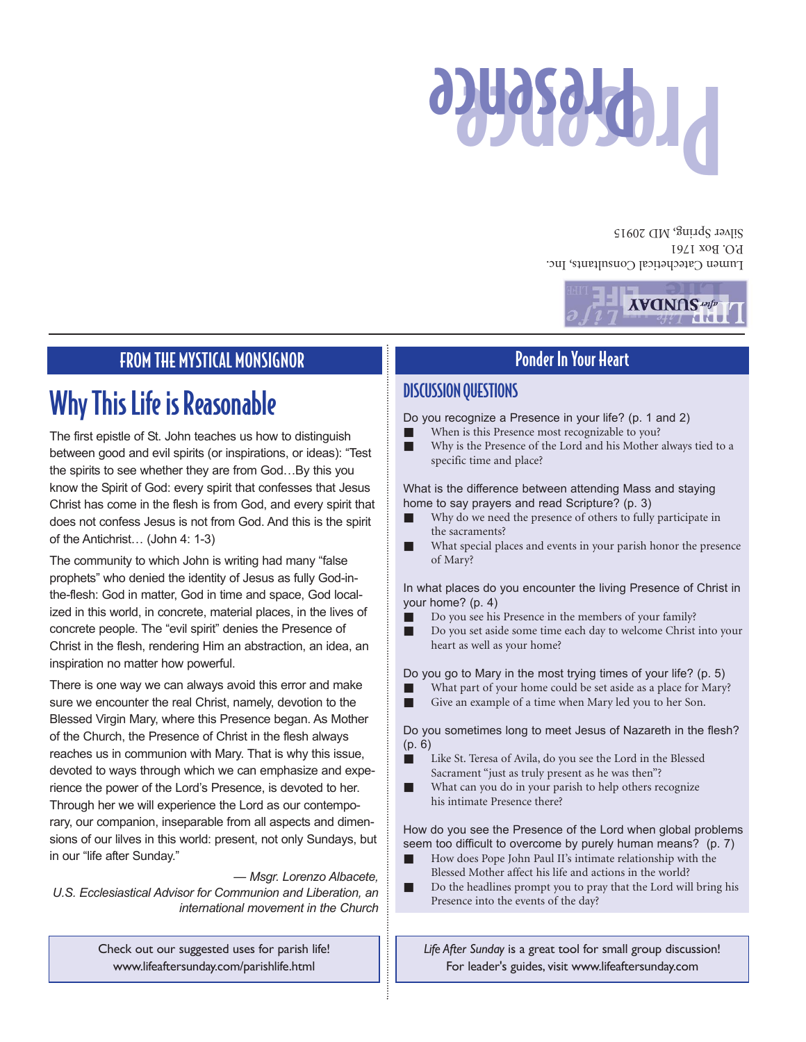Presence

Lumen Catechetical Consultants, Inc.
P.O. Box 1761
Silver Spring, MD 20915

Life after SUNDAY

## FROM THE MYSTICAL MONSIGNOR

# Why This Life is Reasonable

The first epistle of St. John teaches us how to distinguish between good and evil spirits (or inspirations, or ideas): "Test the spirits to see whether they are from God…By this you know the Spirit of God: every spirit that confesses that Jesus Christ has come in the flesh is from God, and every spirit that does not confess Jesus is not from God. And this is the spirit of the Antichrist… (John 4: 1-3)

The community to which John is writing had many "false prophets" who denied the identity of Jesus as fully God-in-the-flesh: God in matter, God in time and space, God localized in this world, in concrete, material places, in the lives of concrete people. The "evil spirit" denies the Presence of Christ in the flesh, rendering Him an abstraction, an idea, an inspiration no matter how powerful.

There is one way we can always avoid this error and make sure we encounter the real Christ, namely, devotion to the Blessed Virgin Mary, where this Presence began. As Mother of the Church, the Presence of Christ in the flesh always reaches us in communion with Mary. That is why this issue, devoted to ways through which we can emphasize and experience the power of the Lord's Presence, is devoted to her. Through her we will experience the Lord as our contemporary, our companion, inseparable from all aspects and dimensions of our lilves in this world: present, not only Sundays, but in our "life after Sunday."

— *Msgr. Lorenzo Albacete,*
*U.S. Ecclesiastical Advisor for Communion and Liberation, an international movement in the Church*

Check out our suggested uses for parish life!
www.lifeaftersunday.com/parishlife.html

## Ponder In Your Heart

### DISCUSSION QUESTIONS

Do you recognize a Presence in your life? (p. 1 and 2)

- When is this Presence most recognizable to you?
- Why is the Presence of the Lord and his Mother always tied to a specific time and place?

What is the difference between attending Mass and staying home to say prayers and read Scripture? (p. 3)

- Why do we need the presence of others to fully participate in the sacraments?
- What special places and events in your parish honor the presence of Mary?

In what places do you encounter the living Presence of Christ in your home? (p. 4)

- Do you see his Presence in the members of your family?
- Do you set aside some time each day to welcome Christ into your heart as well as your home?

Do you go to Mary in the most trying times of your life? (p. 5)

- What part of your home could be set aside as a place for Mary?
- Give an example of a time when Mary led you to her Son.

Do you sometimes long to meet Jesus of Nazareth in the flesh? (p. 6)

- Like St. Teresa of Avila, do you see the Lord in the Blessed Sacrament "just as truly present as he was then"?
- What can you do in your parish to help others recognize his intimate Presence there?

How do you see the Presence of the Lord when global problems seem too difficult to overcome by purely human means? (p. 7)

- How does Pope John Paul II's intimate relationship with the Blessed Mother affect his life and actions in the world?
- Do the headlines prompt you to pray that the Lord will bring his Presence into the events of the day?

*Life After Sunday* is a great tool for small group discussion!
For leader's guides, visit www.lifeaftersunday.com